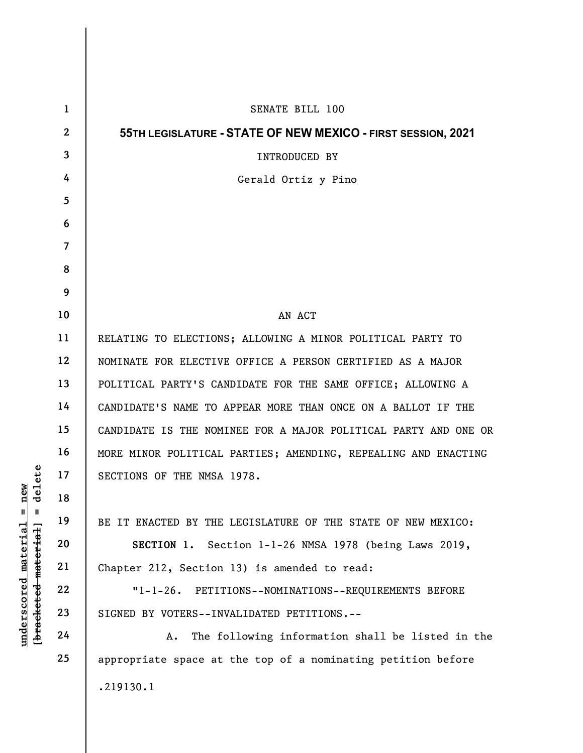SENATE BILL 100

**55TH LEGISLATURE - STATE OF NEW MEXICO - FIRST SESSION, 2021**

INTRODUCED BY

Gerald Ortiz y Pino

AN ACT

RELATING TO ELECTIONS; ALLOWING A MINOR POLITICAL PARTY TO NOMINATE FOR ELECTIVE OFFICE A PERSON CERTIFIED AS A MAJOR POLITICAL PARTY'S CANDIDATE FOR THE SAME OFFICE; ALLOWING A CANDIDATE'S NAME TO APPEAR MORE THAN ONCE ON A BALLOT IF THE CANDIDATE IS THE NOMINEE FOR A MAJOR POLITICAL PARTY AND ONE OR MORE MINOR POLITICAL PARTIES; AMENDING, REPEALING AND ENACTING SECTIONS OF THE NMSA 1978.

BE IT ENACTED BY THE LEGISLATURE OF THE STATE OF NEW MEXICO:

**SECTION 1.** Section 1-1-26 NMSA 1978 (being Laws 2019, Chapter 212, Section 13) is amended to read:

"1-1-26. PETITIONS--NOMINATIONS--REQUIREMENTS BEFORE SIGNED BY VOTERS--INVALIDATED PETITIONS.--

A. The following information shall be listed in the appropriate space at the top of a nominating petition before

.219130.1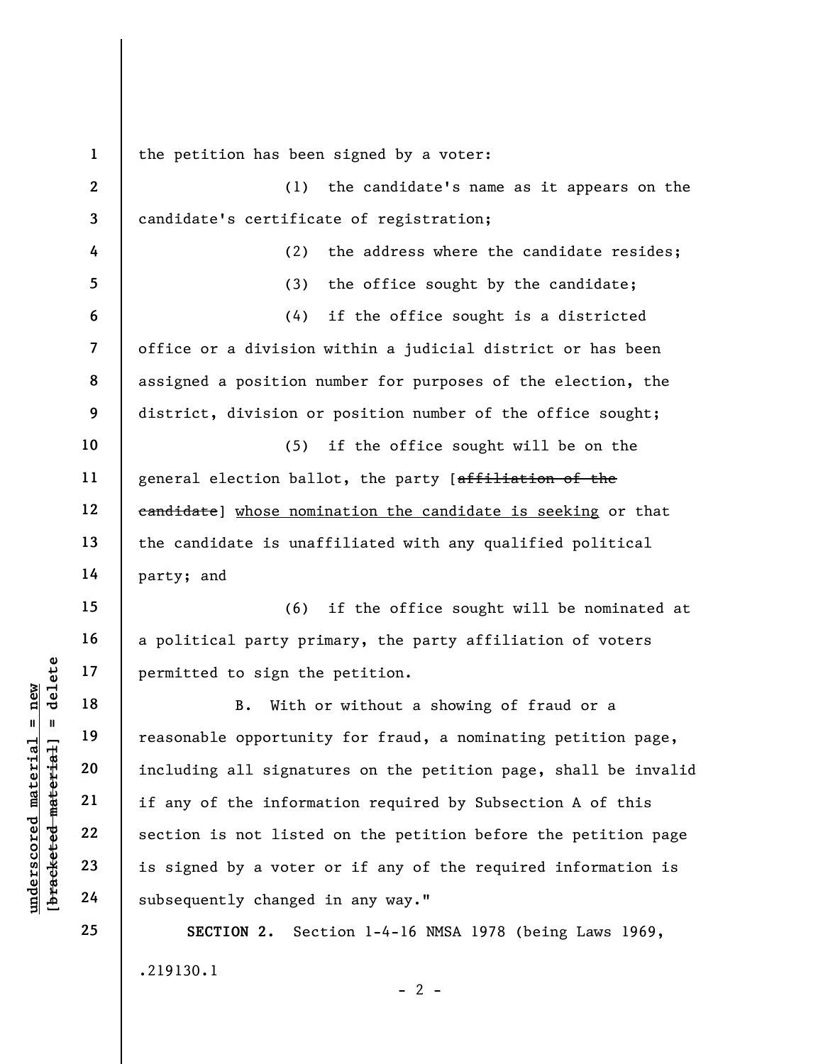the petition has been signed by a voter:

(1) the candidate's name as it appears on the candidate's certificate of registration;

(2) the address where the candidate resides;

(3) the office sought by the candidate;

(4) if the office sought is a districted office or a division within a judicial district or has been assigned a position number for purposes of the election, the district, division or position number of the office sought;

(5) if the office sought will be on the general election ballot, the party [~~affiliation of the candidate~~] <u>whose nomination the candidate is seeking</u> or that the candidate is unaffiliated with any qualified political party; and

(6) if the office sought will be nominated at a political party primary, the party affiliation of voters permitted to sign the petition.

B. With or without a showing of fraud or a reasonable opportunity for fraud, a nominating petition page, including all signatures on the petition page, shall be invalid if any of the information required by Subsection A of this section is not listed on the petition before the petition page is signed by a voter or if any of the required information is subsequently changed in any way."

**SECTION 2.** Section 1-4-16 NMSA 1978 (being Laws 1969,

.219130.1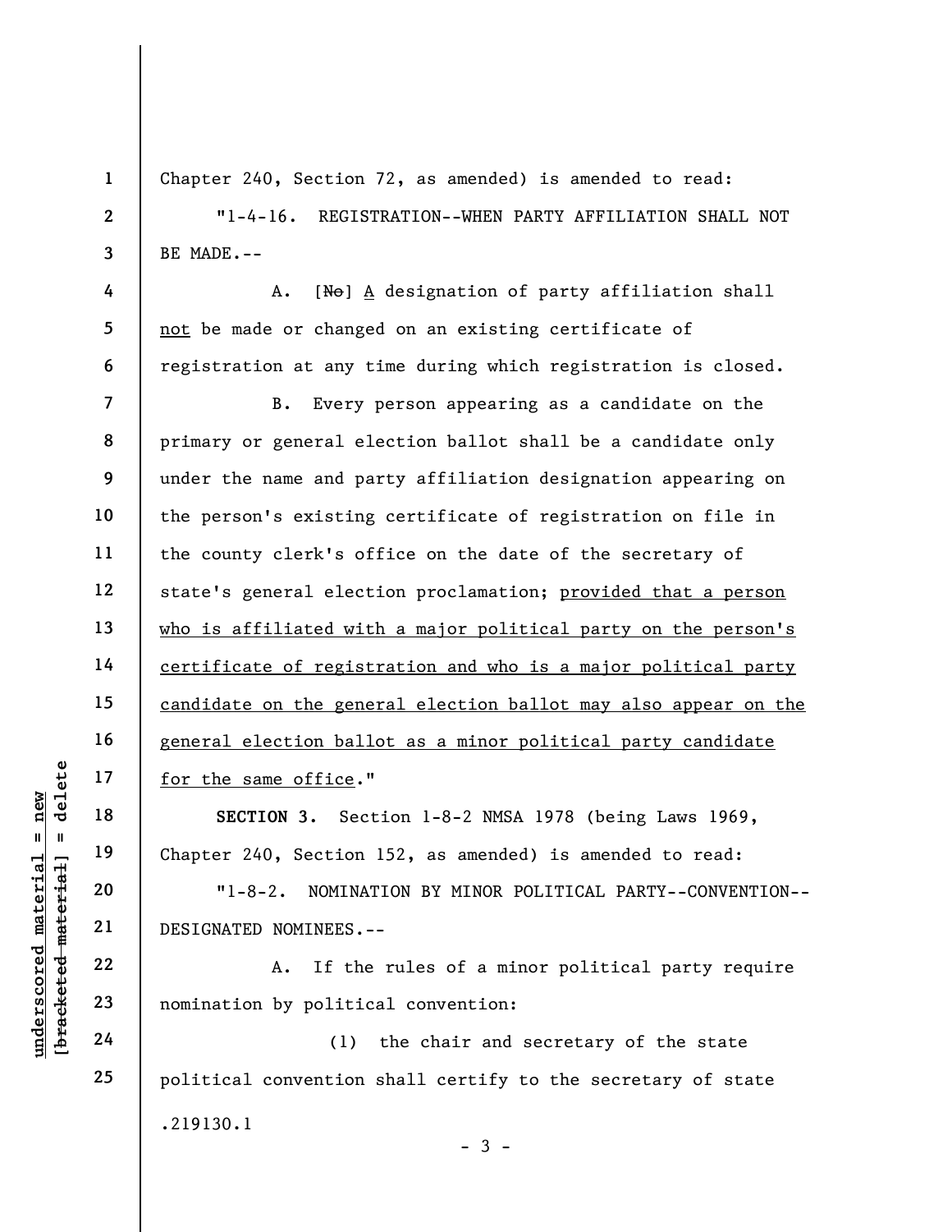Chapter 240, Section 72, as amended) is amended to read:

"1-4-16. REGISTRATION--WHEN PARTY AFFILIATION SHALL NOT BE MADE.--

A. [~~No~~] A designation of party affiliation shall not be made or changed on an existing certificate of registration at any time during which registration is closed.

B. Every person appearing as a candidate on the primary or general election ballot shall be a candidate only under the name and party affiliation designation appearing on the person's existing certificate of registration on file in the county clerk's office on the date of the secretary of state's general election proclamation; provided that a person who is affiliated with a major political party on the person's certificate of registration and who is a major political party candidate on the general election ballot may also appear on the general election ballot as a minor political party candidate for the same office."

**SECTION 3.** Section 1-8-2 NMSA 1978 (being Laws 1969, Chapter 240, Section 152, as amended) is amended to read:

"1-8-2. NOMINATION BY MINOR POLITICAL PARTY--CONVENTION--DESIGNATED NOMINEES.--

A. If the rules of a minor political party require nomination by political convention:

(1) the chair and secretary of the state political convention shall certify to the secretary of state

.219130.1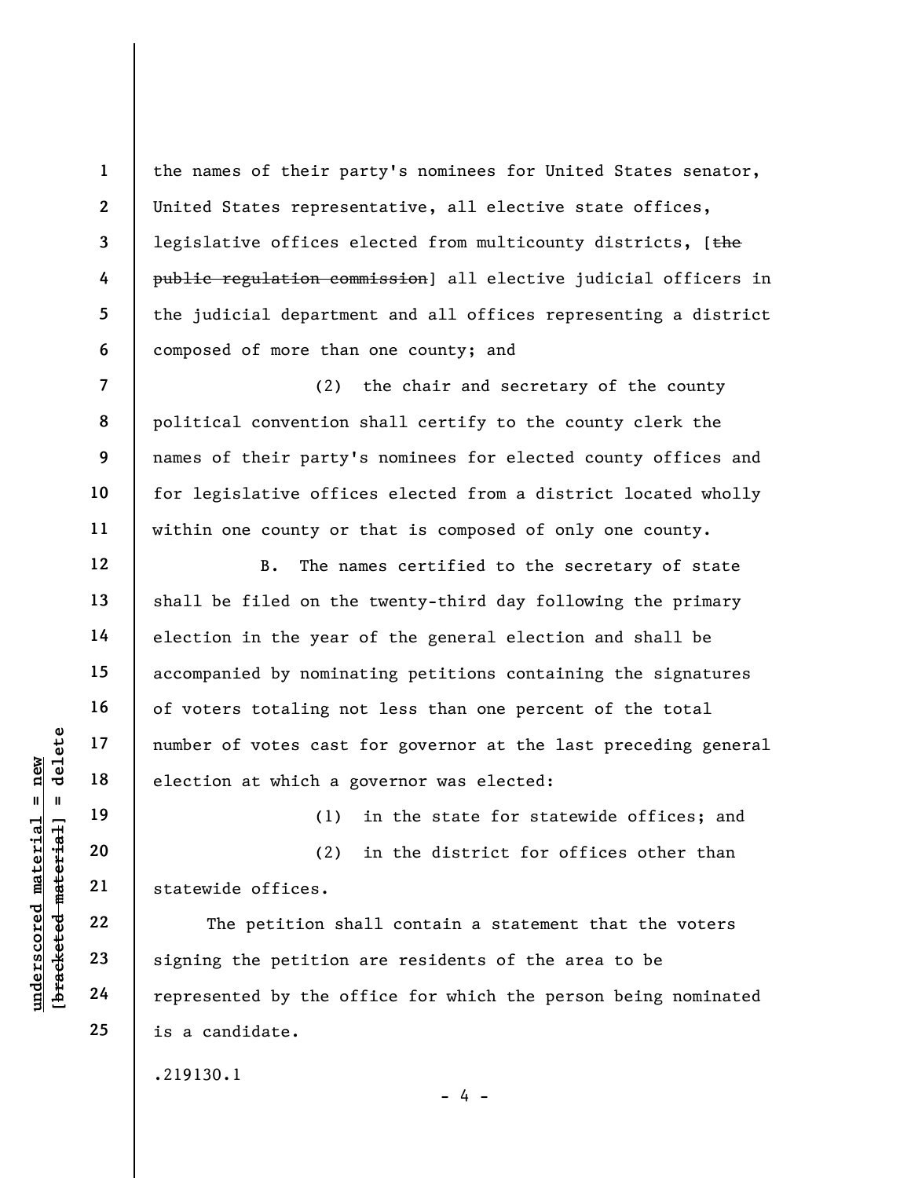the names of their party's nominees for United States senator, United States representative, all elective state offices, legislative offices elected from multicounty districts, [~~the public regulation commission~~] all elective judicial officers in the judicial department and all offices representing a district composed of more than one county; and

(2) the chair and secretary of the county political convention shall certify to the county clerk the names of their party's nominees for elected county offices and for legislative offices elected from a district located wholly within one county or that is composed of only one county.

B. The names certified to the secretary of state shall be filed on the twenty-third day following the primary election in the year of the general election and shall be accompanied by nominating petitions containing the signatures of voters totaling not less than one percent of the total number of votes cast for governor at the last preceding general election at which a governor was elected:

(1) in the state for statewide offices; and

(2) in the district for offices other than statewide offices.

The petition shall contain a statement that the voters signing the petition are residents of the area to be represented by the office for which the person being nominated is a candidate.

.219130.1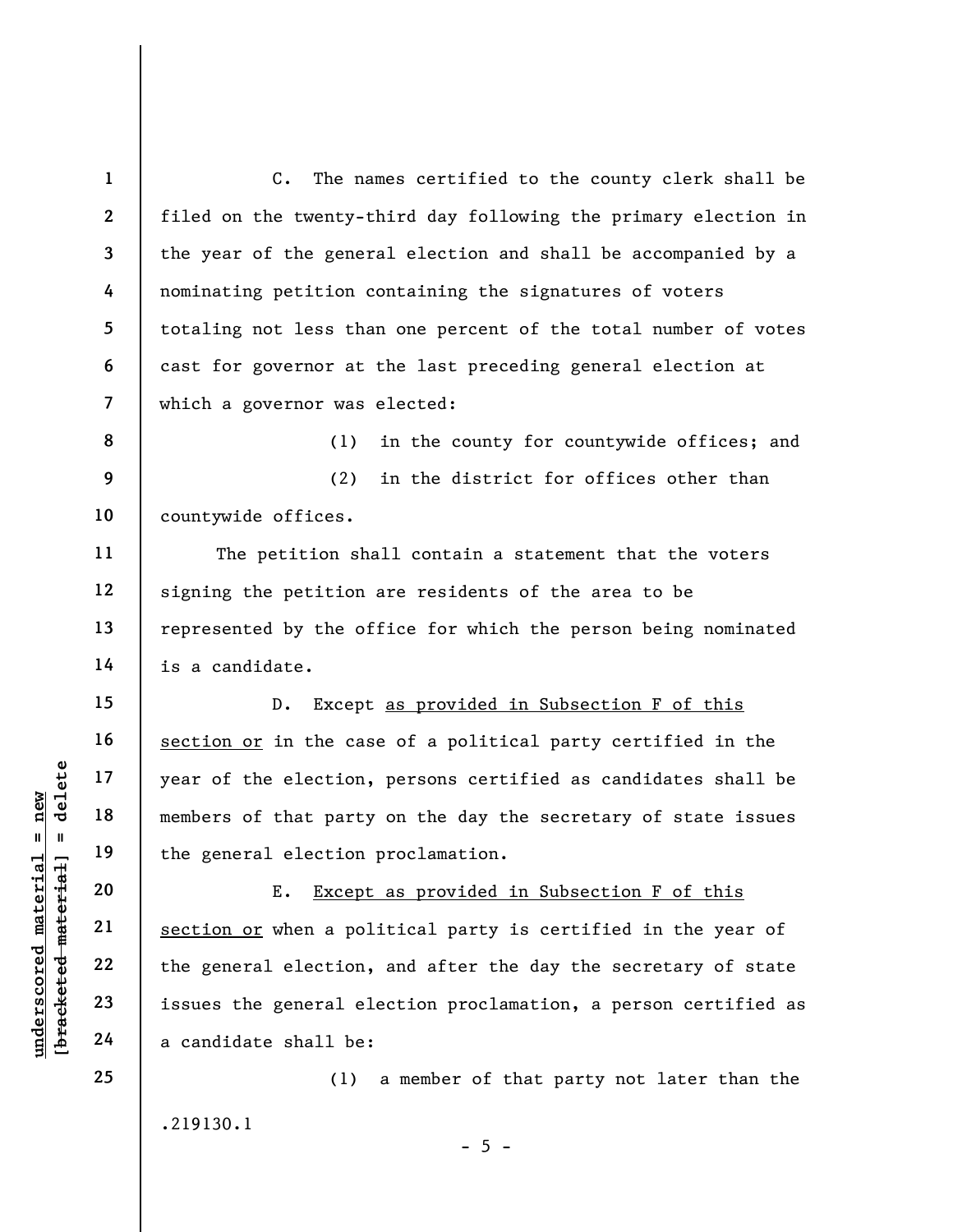C. The names certified to the county clerk shall be filed on the twenty-third day following the primary election in the year of the general election and shall be accompanied by a nominating petition containing the signatures of voters totaling not less than one percent of the total number of votes cast for governor at the last preceding general election at which a governor was elected:

(1) in the county for countywide offices; and

(2) in the district for offices other than countywide offices.

The petition shall contain a statement that the voters signing the petition are residents of the area to be represented by the office for which the person being nominated is a candidate.

D. Except <u>as provided in Subsection F of this section or</u> in the case of a political party certified in the year of the election, persons certified as candidates shall be members of that party on the day the secretary of state issues the general election proclamation.

E. <u>Except as provided in Subsection F of this section or</u> when a political party is certified in the year of the general election, and after the day the secretary of state issues the general election proclamation, a person certified as a candidate shall be:

(1) a member of that party not later than the

.219130.1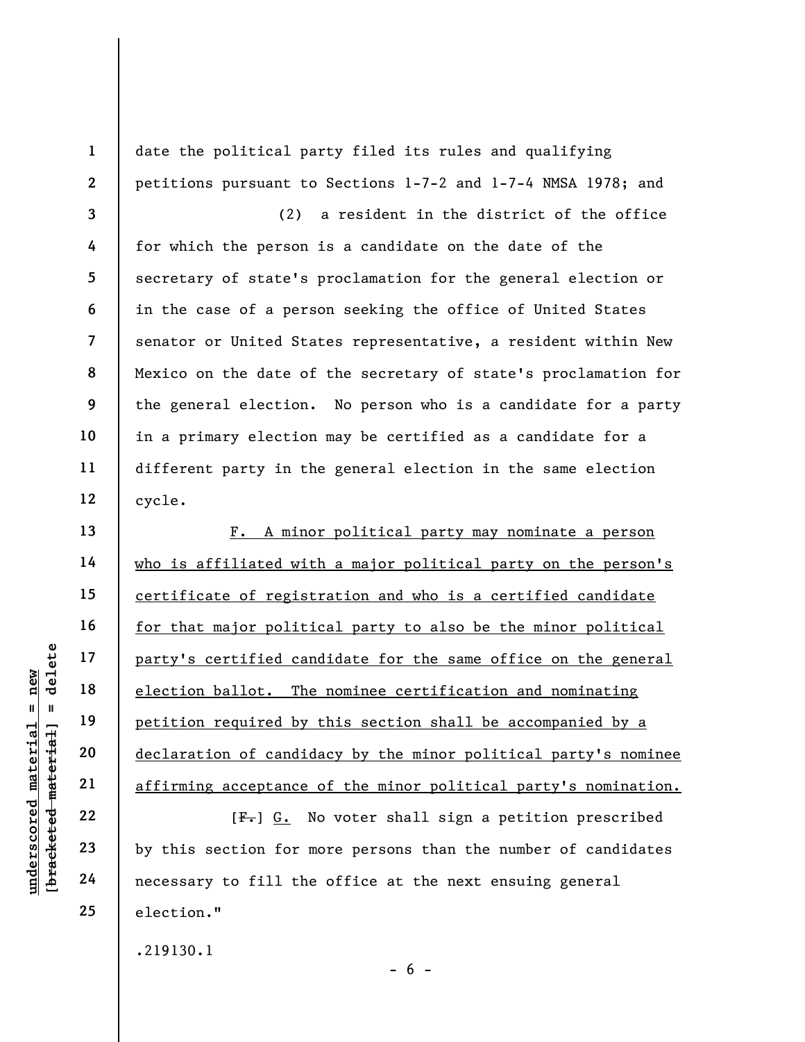date the political party filed its rules and qualifying petitions pursuant to Sections 1-7-2 and 1-7-4 NMSA 1978; and

(2) a resident in the district of the office for which the person is a candidate on the date of the secretary of state's proclamation for the general election or in the case of a person seeking the office of United States senator or United States representative, a resident within New Mexico on the date of the secretary of state's proclamation for the general election. No person who is a candidate for a party in a primary election may be certified as a candidate for a different party in the general election in the same election cycle.

<u>F. A minor political party may nominate a person who is affiliated with a major political party on the person's certificate of registration and who is a certified candidate for that major political party to also be the minor political party's certified candidate for the same office on the general election ballot. The nominee certification and nominating petition required by this section shall be accompanied by a declaration of candidacy by the minor political party's nominee affirming acceptance of the minor political party's nomination.</u>

[~~F.~~] <u>G.</u> No voter shall sign a petition prescribed by this section for more persons than the number of candidates necessary to fill the office at the next ensuing general election."

.219130.1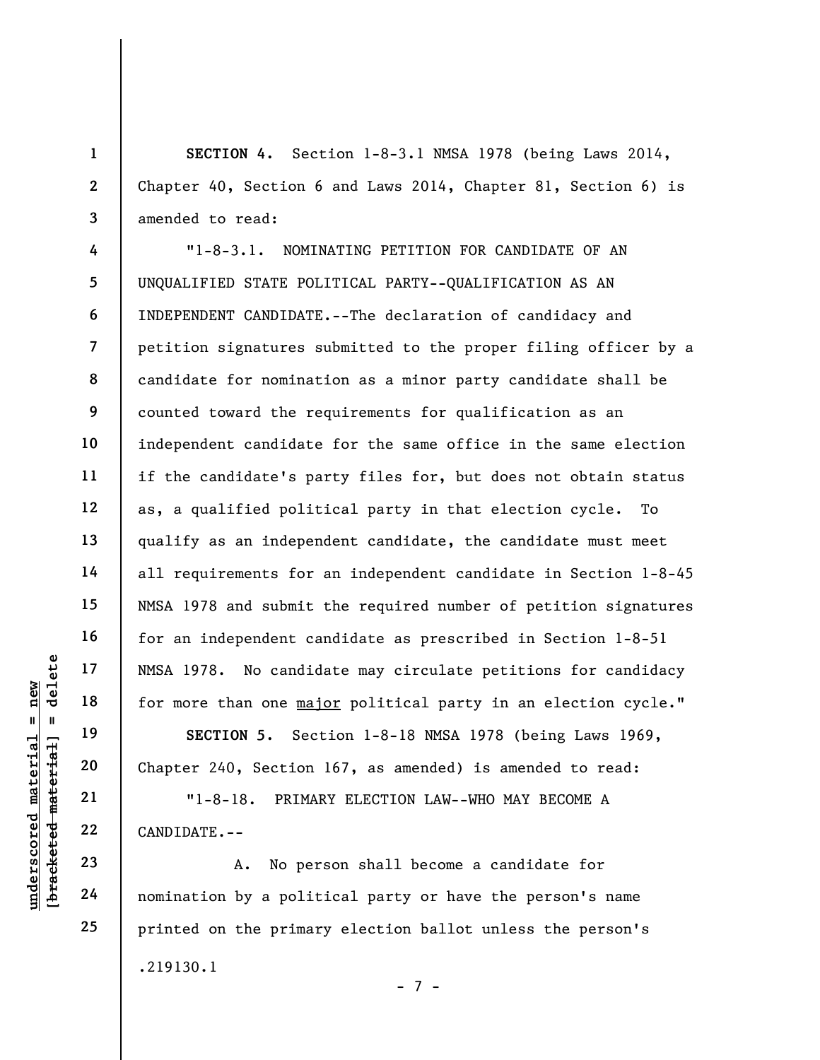**SECTION 4.** Section 1-8-3.1 NMSA 1978 (being Laws 2014, Chapter 40, Section 6 and Laws 2014, Chapter 81, Section 6) is amended to read:

"1-8-3.1. NOMINATING PETITION FOR CANDIDATE OF AN UNQUALIFIED STATE POLITICAL PARTY--QUALIFICATION AS AN INDEPENDENT CANDIDATE.--The declaration of candidacy and petition signatures submitted to the proper filing officer by a candidate for nomination as a minor party candidate shall be counted toward the requirements for qualification as an independent candidate for the same office in the same election if the candidate's party files for, but does not obtain status as, a qualified political party in that election cycle. To qualify as an independent candidate, the candidate must meet all requirements for an independent candidate in Section 1-8-45 NMSA 1978 and submit the required number of petition signatures for an independent candidate as prescribed in Section 1-8-51 NMSA 1978. No candidate may circulate petitions for candidacy for more than one <u>major</u> political party in an election cycle."

**SECTION 5.** Section 1-8-18 NMSA 1978 (being Laws 1969, Chapter 240, Section 167, as amended) is amended to read:

"1-8-18. PRIMARY ELECTION LAW--WHO MAY BECOME A CANDIDATE.--

A. No person shall become a candidate for nomination by a political party or have the person's name printed on the primary election ballot unless the person's

.219130.1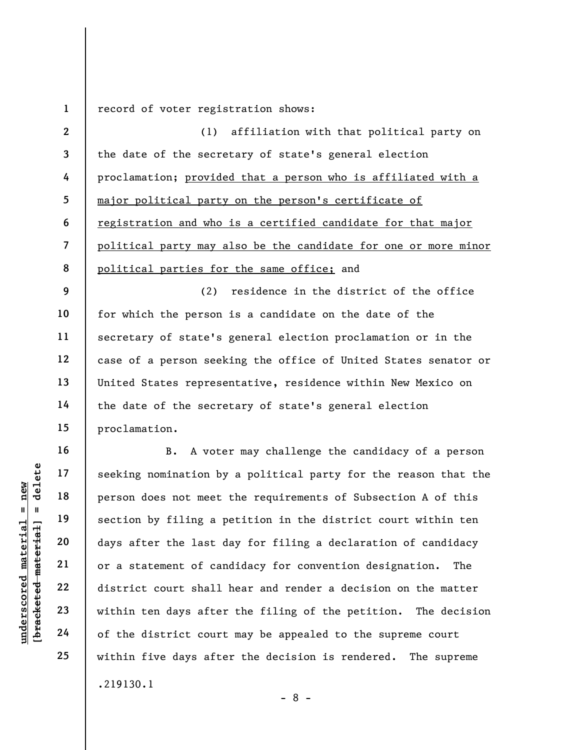record of voter registration shows:

(1) affiliation with that political party on the date of the secretary of state's general election proclamation; <u>provided that a person who is affiliated with a major political party on the person's certificate of registration and who is a certified candidate for that major political party may also be the candidate for one or more minor political parties for the same office;</u> and

(2) residence in the district of the office for which the person is a candidate on the date of the secretary of state's general election proclamation or in the case of a person seeking the office of United States senator or United States representative, residence within New Mexico on the date of the secretary of state's general election proclamation.

B. A voter may challenge the candidacy of a person seeking nomination by a political party for the reason that the person does not meet the requirements of Subsection A of this section by filing a petition in the district court within ten days after the last day for filing a declaration of candidacy or a statement of candidacy for convention designation. The district court shall hear and render a decision on the matter within ten days after the filing of the petition. The decision of the district court may be appealed to the supreme court within five days after the decision is rendered. The supreme

.219130.1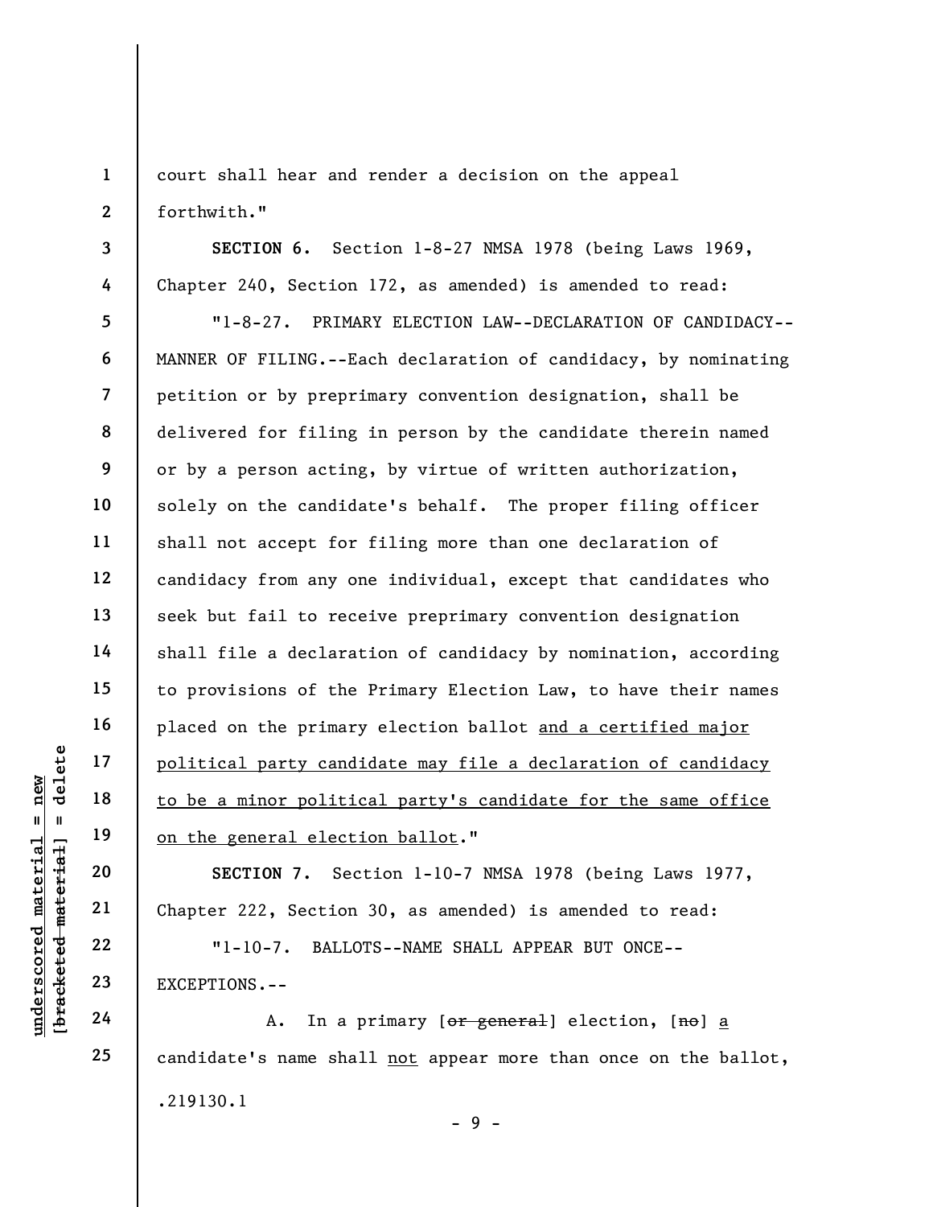court shall hear and render a decision on the appeal forthwith."

**SECTION 6.** Section 1-8-27 NMSA 1978 (being Laws 1969, Chapter 240, Section 172, as amended) is amended to read:

"1-8-27. PRIMARY ELECTION LAW--DECLARATION OF CANDIDACY--MANNER OF FILING.--Each declaration of candidacy, by nominating petition or by preprimary convention designation, shall be delivered for filing in person by the candidate therein named or by a person acting, by virtue of written authorization, solely on the candidate's behalf. The proper filing officer shall not accept for filing more than one declaration of candidacy from any one individual, except that candidates who seek but fail to receive preprimary convention designation shall file a declaration of candidacy by nomination, according to provisions of the Primary Election Law, to have their names placed on the primary election ballot <u>and a certified major political party candidate may file a declaration of candidacy to be a minor political party's candidate for the same office on the general election ballot</u>."

**SECTION 7.** Section 1-10-7 NMSA 1978 (being Laws 1977, Chapter 222, Section 30, as amended) is amended to read:

"1-10-7. BALLOTS--NAME SHALL APPEAR BUT ONCE--EXCEPTIONS.--

A. In a primary [~~or general~~] election, [~~no~~] <u>a</u> candidate's name shall <u>not</u> appear more than once on the ballot,

.219130.1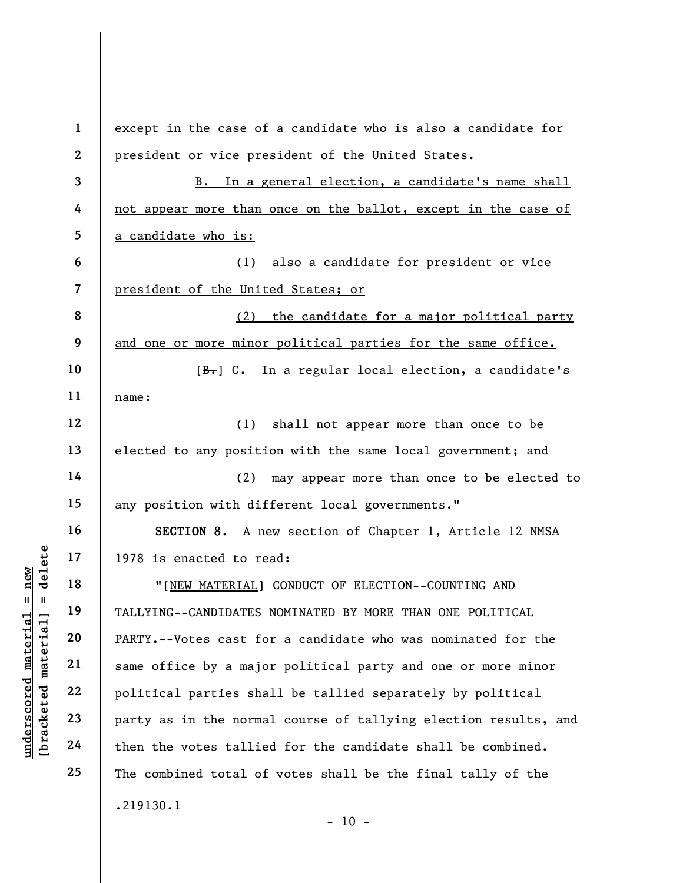except in the case of a candidate who is also a candidate for president or vice president of the United States.

B. In a general election, a candidate's name shall not appear more than once on the ballot, except in the case of a candidate who is:

(1) also a candidate for president or vice president of the United States; or

(2) the candidate for a major political party and one or more minor political parties for the same office.

[~~B.~~] C. In a regular local election, a candidate's name:

(1) shall not appear more than once to be elected to any position with the same local government; and

(2) may appear more than once to be elected to any position with different local governments."

**SECTION 8.** A new section of Chapter 1, Article 12 NMSA 1978 is enacted to read:

"[NEW MATERIAL] CONDUCT OF ELECTION--COUNTING AND TALLYING--CANDIDATES NOMINATED BY MORE THAN ONE POLITICAL PARTY.--Votes cast for a candidate who was nominated for the same office by a major political party and one or more minor political parties shall be tallied separately by political party as in the normal course of tallying election results, and then the votes tallied for the candidate shall be combined. The combined total of votes shall be the final tally of the

.219130.1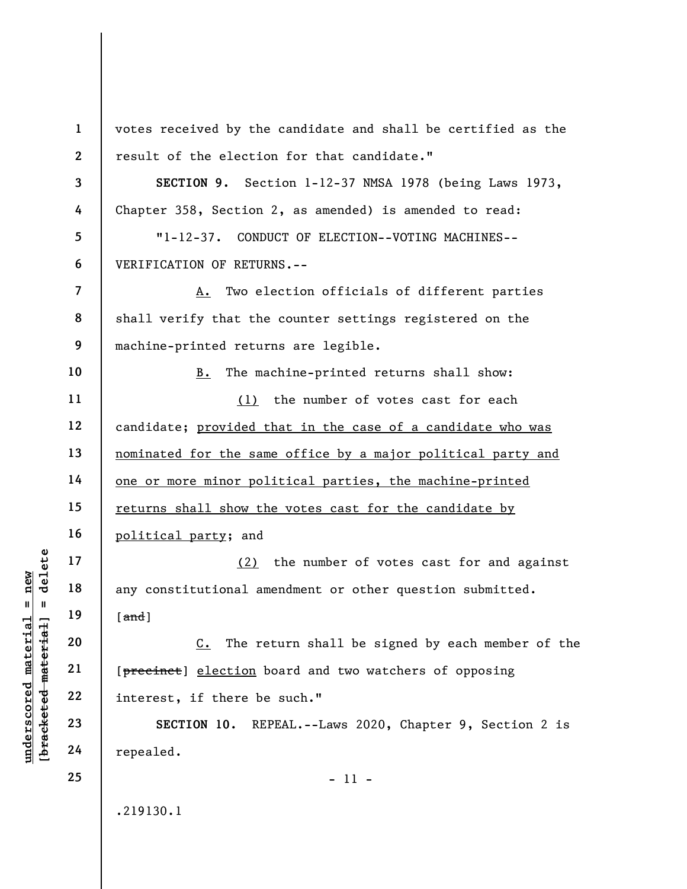votes received by the candidate and shall be certified as the result of the election for that candidate."

**SECTION 9.** Section 1-12-37 NMSA 1978 (being Laws 1973, Chapter 358, Section 2, as amended) is amended to read:

"1-12-37. CONDUCT OF ELECTION--VOTING MACHINES--VERIFICATION OF RETURNS.--

A. Two election officials of different parties shall verify that the counter settings registered on the machine-printed returns are legible.

B. The machine-printed returns shall show:

(1) the number of votes cast for each candidate; provided that in the case of a candidate who was nominated for the same office by a major political party and one or more minor political parties, the machine-printed returns shall show the votes cast for the candidate by political party; and

(2) the number of votes cast for and against any constitutional amendment or other question submitted. [~~and~~]

C. The return shall be signed by each member of the [~~precinct~~] election board and two watchers of opposing interest, if there be such."

**SECTION 10.** REPEAL.--Laws 2020, Chapter 9, Section 2 is repealed.

.219130.1